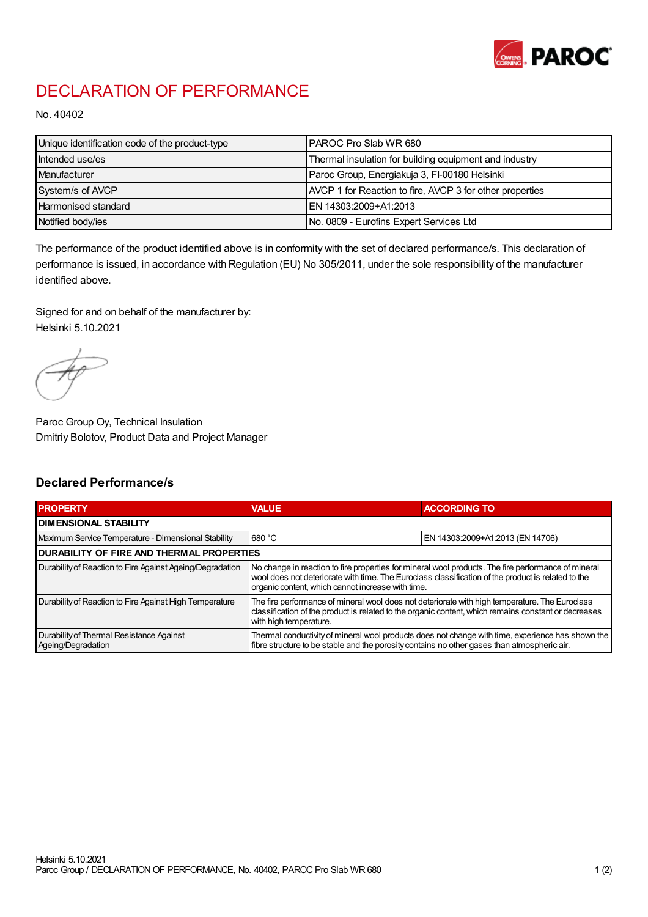# DECLARATION OF PERFORMANCE

No. 40402

| Unique identification code of the product-type | PAROC Pro Slab WR 680 |
|---|---|
| Intended use/es | Thermal insulation for building equipment and industry |
| Manufacturer | Paroc Group, Energiakuja 3, FI-00180 Helsinki |
| System/s of AVCP | AVCP 1 for Reaction to fire, AVCP 3 for other properties |
| Harmonised standard | EN 14303:2009+A1:2013 |
| Notified body/ies | No. 0809 - Eurofins Expert Services Ltd |

The performance of the product identified above is in conformity with the set of declared performance/s. This declaration of performance is issued, in accordance with Regulation (EU) No 305/2011, under the sole responsibility of the manufacturer identified above.

Signed for and on behalf of the manufacturer by:
Helsinki 5.10.2021

Paroc Group Oy, Technical Insulation
Dmitriy Bolotov, Product Data and Project Manager

## Declared Performance/s

| PROPERTY | VALUE | ACCORDING TO |
|---|---|---|
| **DIMENSIONAL STABILITY** | | |
| Maximum Service Temperature - Dimensional Stability | 680 °C | EN 14303:2009+A1:2013 (EN 14706) |
| **DURABILITY OF FIRE AND THERMAL PROPERTIES** | | |
| Durability of Reaction to Fire Against Ageing/Degradation | No change in reaction to fire properties for mineral wool products. The fire performance of mineral wool does not deteriorate with time. The Euroclass classification of the product is related to the organic content, which cannot increase with time. | |
| Durability of Reaction to Fire Against High Temperature | The fire performance of mineral wool does not deteriorate with high temperature. The Euroclass classification of the product is related to the organic content, which remains constant or decreases with high temperature. | |
| Durability of Thermal Resistance Against Ageing/Degradation | Thermal conductivity of mineral wool products does not change with time, experience has shown the fibre structure to be stable and the porosity contains no other gases than atmospheric air. | |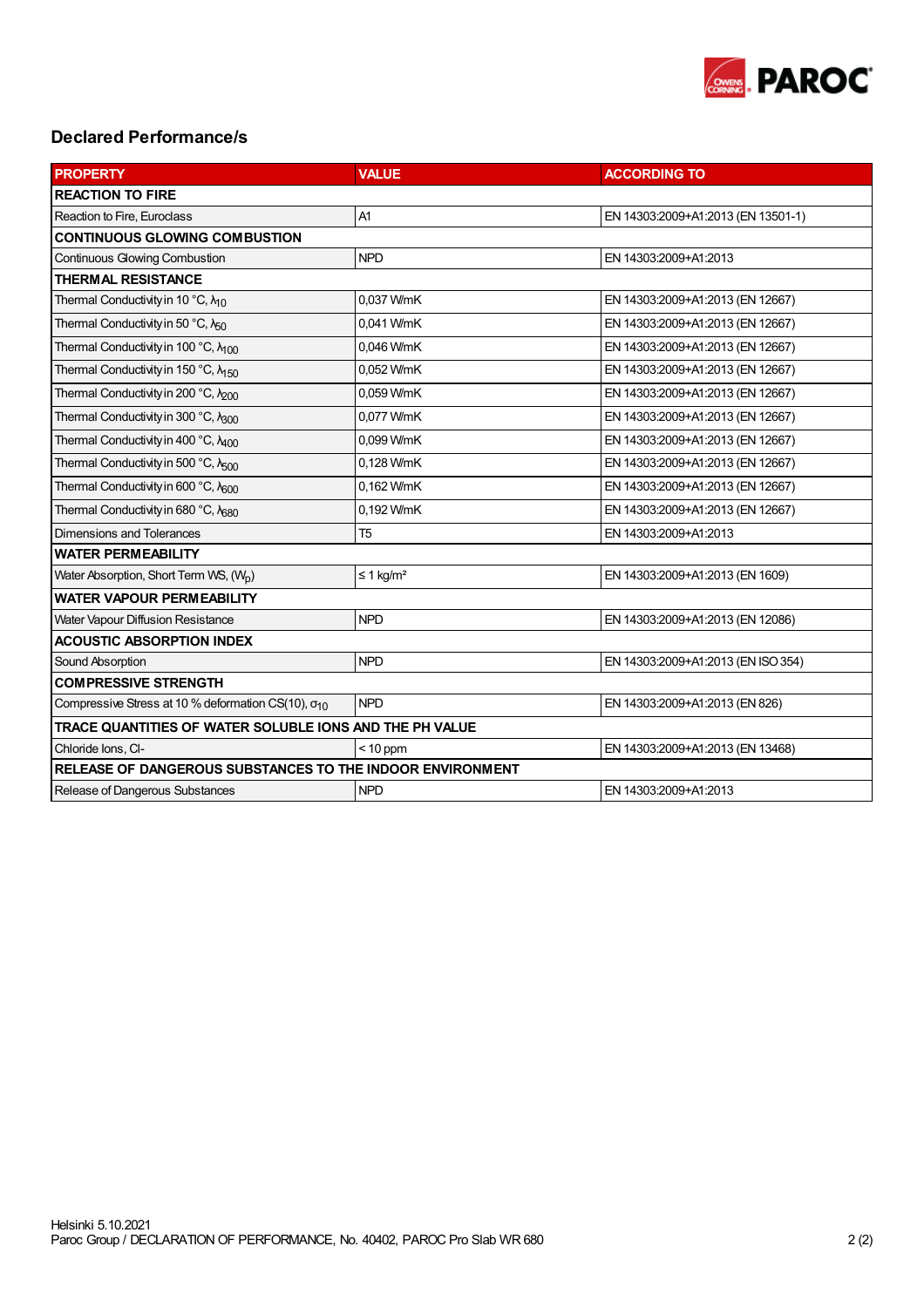## Declared Performance/s

| PROPERTY | VALUE | ACCORDING TO |
|---|---|---|
| **REACTION TO FIRE** | | |
| Reaction to Fire, Euroclass | A1 | EN 14303:2009+A1:2013 (EN 13501-1) |
| **CONTINUOUS GLOWING COMBUSTION** | | |
| Continuous Glowing Combustion | NPD | EN 14303:2009+A1:2013 |
| **THERMAL RESISTANCE** | | |
| Thermal Conductivity in 10 °C, $\lambda_{10}$ | 0,037 W/mK | EN 14303:2009+A1:2013 (EN 12667) |
| Thermal Conductivity in 50 °C, $\lambda_{50}$ | 0,041 W/mK | EN 14303:2009+A1:2013 (EN 12667) |
| Thermal Conductivity in 100 °C, $\lambda_{100}$ | 0,046 W/mK | EN 14303:2009+A1:2013 (EN 12667) |
| Thermal Conductivity in 150 °C, $\lambda_{150}$ | 0,052 W/mK | EN 14303:2009+A1:2013 (EN 12667) |
| Thermal Conductivity in 200 °C, $\lambda_{200}$ | 0,059 W/mK | EN 14303:2009+A1:2013 (EN 12667) |
| Thermal Conductivity in 300 °C, $\lambda_{300}$ | 0,077 W/mK | EN 14303:2009+A1:2013 (EN 12667) |
| Thermal Conductivity in 400 °C, $\lambda_{400}$ | 0,099 W/mK | EN 14303:2009+A1:2013 (EN 12667) |
| Thermal Conductivity in 500 °C, $\lambda_{500}$ | 0,128 W/mK | EN 14303:2009+A1:2013 (EN 12667) |
| Thermal Conductivity in 600 °C, $\lambda_{600}$ | 0,162 W/mK | EN 14303:2009+A1:2013 (EN 12667) |
| Thermal Conductivity in 680 °C, $\lambda_{680}$ | 0,192 W/mK | EN 14303:2009+A1:2013 (EN 12667) |
| Dimensions and Tolerances | T5 | EN 14303:2009+A1:2013 |
| **WATER PERMEABILITY** | | |
| Water Absorption, Short Term WS, ($W_p$) | ≤ 1 kg/m² | EN 14303:2009+A1:2013 (EN 1609) |
| **WATER VAPOUR PERMEABILITY** | | |
| Water Vapour Diffusion Resistance | NPD | EN 14303:2009+A1:2013 (EN 12086) |
| **ACOUSTIC ABSORPTION INDEX** | | |
| Sound Absorption | NPD | EN 14303:2009+A1:2013 (EN ISO 354) |
| **COMPRESSIVE STRENGTH** | | |
| Compressive Stress at 10 % deformation CS(10), $\sigma_{10}$ | NPD | EN 14303:2009+A1:2013 (EN 826) |
| **TRACE QUANTITIES OF WATER SOLUBLE IONS AND THE PH VALUE** | | |
| Chloride Ions, Cl- | < 10 ppm | EN 14303:2009+A1:2013 (EN 13468) |
| **RELEASE OF DANGEROUS SUBSTANCES TO THE INDOOR ENVIRONMENT** | | |
| Release of Dangerous Substances | NPD | EN 14303:2009+A1:2013 |

Helsinki 5.10.2021
Paroc Group / DECLARATION OF PERFORMANCE, No. 40402, PAROC Pro Slab WR 680